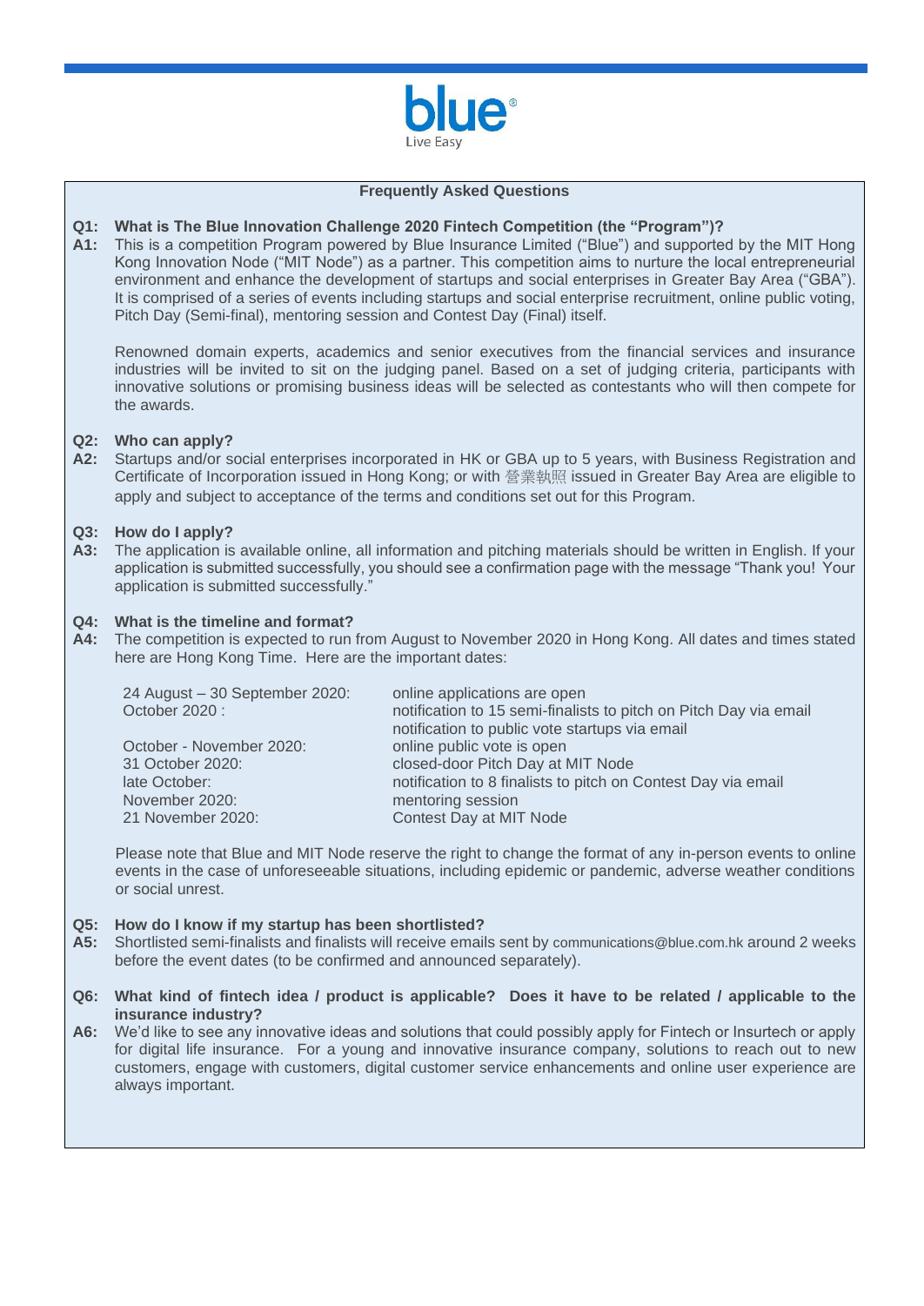## Frequently Asked Questions

**Q1: What is The Blue Innovation Challenge 2020 Fintech Competition (the "Program")?**

**A1:** This is a competition Program powered by Blue Insurance Limited ("Blue") and supported by the MIT Hong Kong Innovation Node ("MIT Node") as a partner. This competition aims to nurture the local entrepreneurial environment and enhance the development of startups and social enterprises in Greater Bay Area ("GBA"). It is comprised of a series of events including startups and social enterprise recruitment, online public voting, Pitch Day (Semi-final), mentoring session and Contest Day (Final) itself.

Renowned domain experts, academics and senior executives from the financial services and insurance industries will be invited to sit on the judging panel. Based on a set of judging criteria, participants with innovative solutions or promising business ideas will be selected as contestants who will then compete for the awards.

**Q2: Who can apply?**

**A2:** Startups and/or social enterprises incorporated in HK or GBA up to 5 years, with Business Registration and Certificate of Incorporation issued in Hong Kong; or with 營業執照 issued in Greater Bay Area are eligible to apply and subject to acceptance of the terms and conditions set out for this Program.

**Q3: How do I apply?**

**A3:** The application is available online, all information and pitching materials should be written in English. If your application is submitted successfully, you should see a confirmation page with the message "Thank you! Your application is submitted successfully."

**Q4: What is the timeline and format?**

**A4:** The competition is expected to run from August to November 2020 in Hong Kong. All dates and times stated here are Hong Kong Time. Here are the important dates:

| | |
|---|---|
| 24 August – 30 September 2020: | online applications are open |
| October 2020 : | notification to 15 semi-finalists to pitch on Pitch Day via email<br>notification to public vote startups via email |
| October - November 2020: | online public vote is open |
| 31 October 2020: | closed-door Pitch Day at MIT Node |
| late October: | notification to 8 finalists to pitch on Contest Day via email |
| November 2020: | mentoring session |
| 21 November 2020: | Contest Day at MIT Node |

Please note that Blue and MIT Node reserve the right to change the format of any in-person events to online events in the case of unforeseeable situations, including epidemic or pandemic, adverse weather conditions or social unrest.

**Q5: How do I know if my startup has been shortlisted?**

**A5:** Shortlisted semi-finalists and finalists will receive emails sent by communications@blue.com.hk around 2 weeks before the event dates (to be confirmed and announced separately).

**Q6: What kind of fintech idea / product is applicable? Does it have to be related / applicable to the insurance industry?**

**A6:** We'd like to see any innovative ideas and solutions that could possibly apply for Fintech or Insurtech or apply for digital life insurance. For a young and innovative insurance company, solutions to reach out to new customers, engage with customers, digital customer service enhancements and online user experience are always important.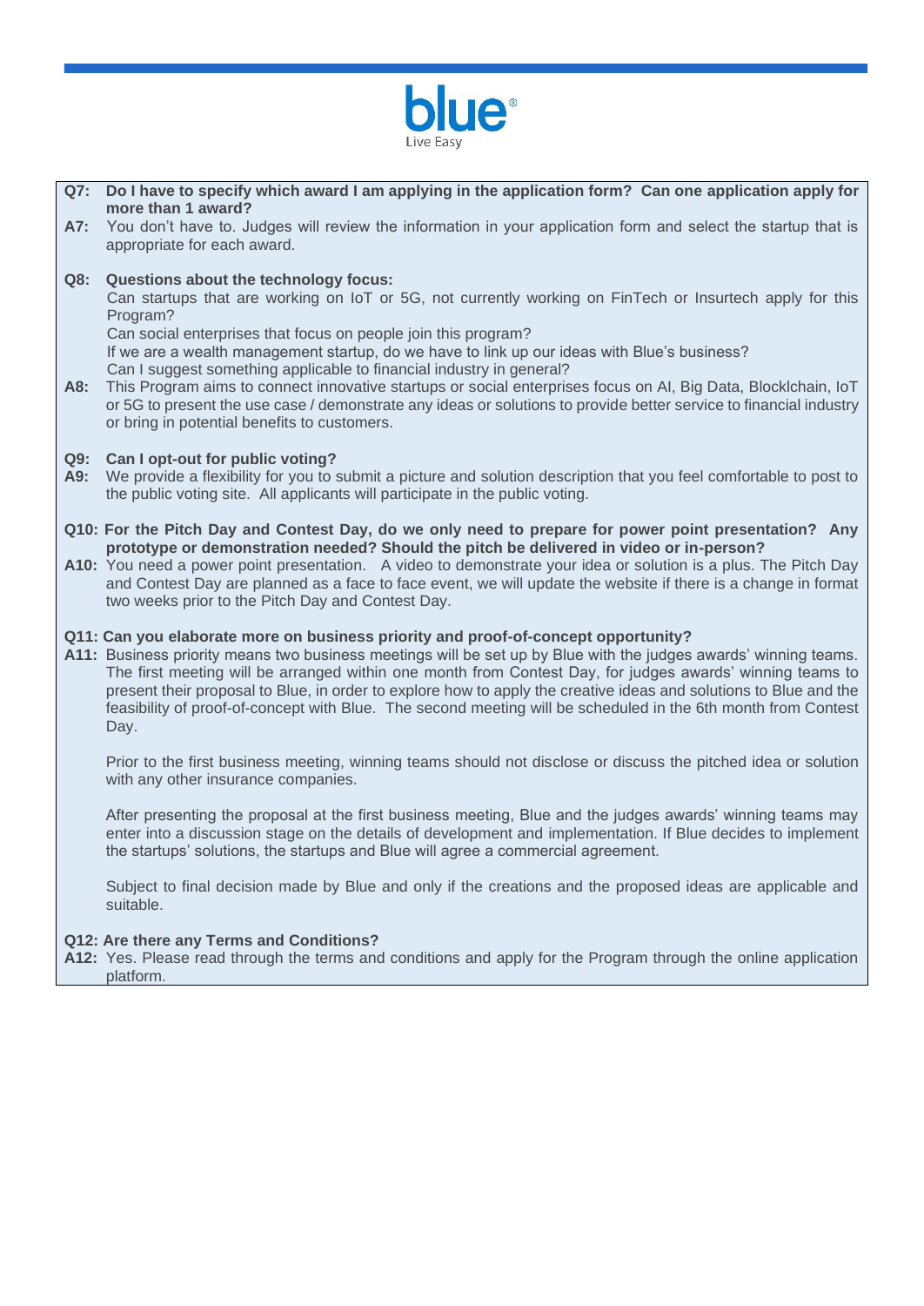**Q7: Do I have to specify which award I am applying in the application form? Can one application apply for more than 1 award?**

**A7:** You don't have to. Judges will review the information in your application form and select the startup that is appropriate for each award.

**Q8: Questions about the technology focus:**

Can startups that are working on IoT or 5G, not currently working on FinTech or Insurtech apply for this Program?

Can social enterprises that focus on people join this program?

If we are a wealth management startup, do we have to link up our ideas with Blue's business?

Can I suggest something applicable to financial industry in general?

**A8:** This Program aims to connect innovative startups or social enterprises focus on AI, Big Data, Blocklchain, IoT or 5G to present the use case / demonstrate any ideas or solutions to provide better service to financial industry or bring in potential benefits to customers.

**Q9: Can I opt-out for public voting?**

**A9:** We provide a flexibility for you to submit a picture and solution description that you feel comfortable to post to the public voting site. All applicants will participate in the public voting.

**Q10: For the Pitch Day and Contest Day, do we only need to prepare for power point presentation? Any prototype or demonstration needed? Should the pitch be delivered in video or in-person?**

**A10:** You need a power point presentation. A video to demonstrate your idea or solution is a plus. The Pitch Day and Contest Day are planned as a face to face event, we will update the website if there is a change in format two weeks prior to the Pitch Day and Contest Day.

**Q11: Can you elaborate more on business priority and proof-of-concept opportunity?**

**A11:** Business priority means two business meetings will be set up by Blue with the judges awards' winning teams. The first meeting will be arranged within one month from Contest Day, for judges awards' winning teams to present their proposal to Blue, in order to explore how to apply the creative ideas and solutions to Blue and the feasibility of proof-of-concept with Blue. The second meeting will be scheduled in the 6th month from Contest Day.

Prior to the first business meeting, winning teams should not disclose or discuss the pitched idea or solution with any other insurance companies.

After presenting the proposal at the first business meeting, Blue and the judges awards' winning teams may enter into a discussion stage on the details of development and implementation. If Blue decides to implement the startups' solutions, the startups and Blue will agree a commercial agreement.

Subject to final decision made by Blue and only if the creations and the proposed ideas are applicable and suitable.

**Q12: Are there any Terms and Conditions?**

**A12:** Yes. Please read through the terms and conditions and apply for the Program through the online application platform.